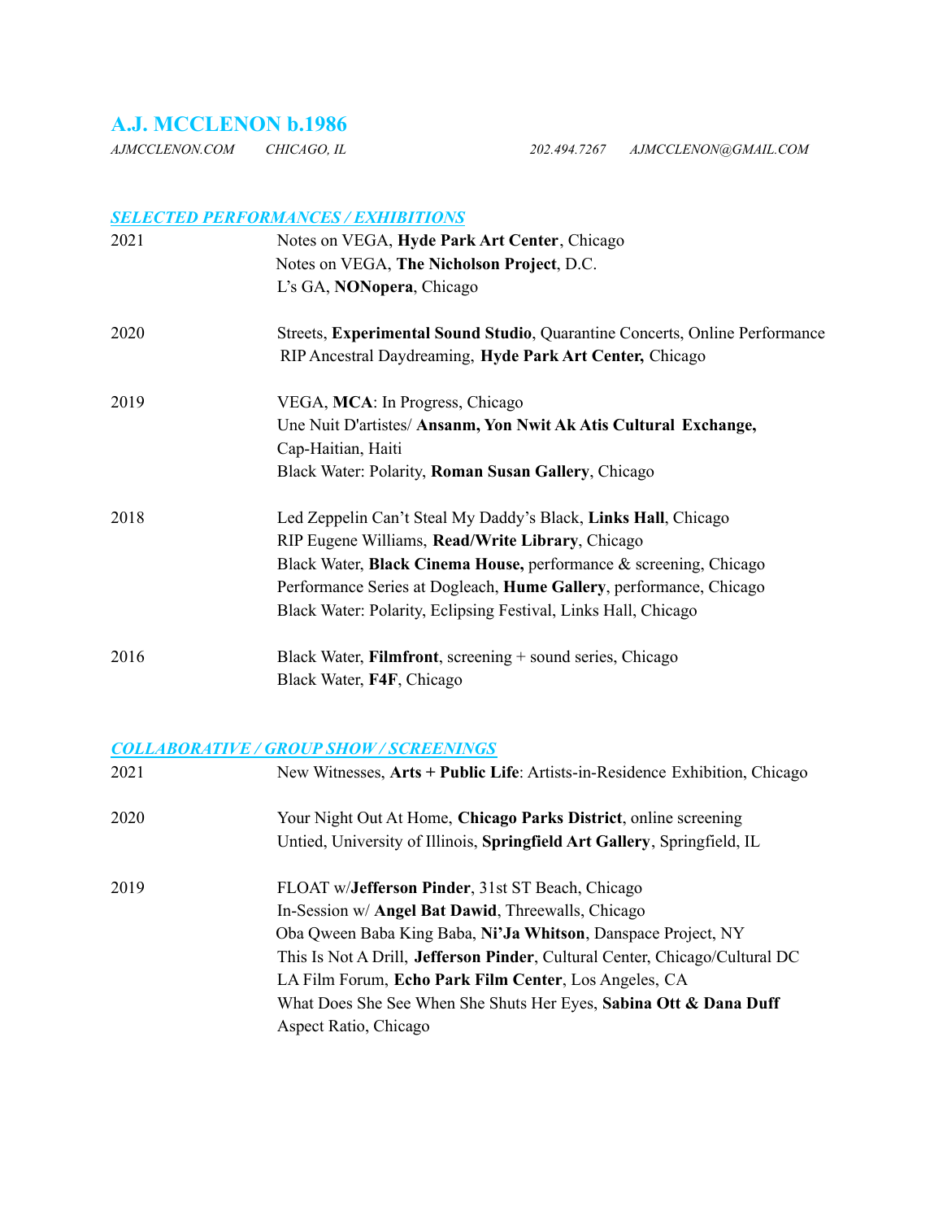# A.J. MCCLENON b.1986

*AJMCCLENON.COM CHICAGO, IL 202.494.7267 AJMCCLENON@GMAIL.COM*

## *SELECTED PERFORMANCES / EXHIBITIONS*

| | |
|---|---|
| 2021 | Notes on VEGA, **Hyde Park Art Center**, Chicago<br>Notes on VEGA, **The Nicholson Project**, D.C.<br>L's GA, **NONopera**, Chicago |
| 2020 | Streets, **Experimental Sound Studio**, Quarantine Concerts, Online Performance<br>RIP Ancestral Daydreaming, **Hyde Park Art Center,** Chicago |
| 2019 | VEGA, **MCA**: In Progress, Chicago<br>Une Nuit D'artistes/ **Ansanm, Yon Nwit Ak Atis Cultural Exchange,** Cap-Haitian, Haiti<br>Black Water: Polarity, **Roman Susan Gallery**, Chicago |
| 2018 | Led Zeppelin Can't Steal My Daddy's Black, **Links Hall**, Chicago<br>RIP Eugene Williams, **Read/Write Library**, Chicago<br>Black Water, **Black Cinema House,** performance & screening, Chicago<br>Performance Series at Dogleach, **Hume Gallery**, performance, Chicago<br>Black Water: Polarity, Eclipsing Festival, Links Hall, Chicago |
| 2016 | Black Water, **Filmfront**, screening + sound series, Chicago<br>Black Water, **F4F**, Chicago |

## *COLLABORATIVE / GROUP SHOW / SCREENINGS*

| | |
|---|---|
| 2021 | New Witnesses, **Arts + Public Life**: Artists-in-Residence Exhibition, Chicago |
| 2020 | Your Night Out At Home, **Chicago Parks District**, online screening<br>Untied, University of Illinois, **Springfield Art Gallery**, Springfield, IL |
| 2019 | FLOAT w/**Jefferson Pinder**, 31st ST Beach, Chicago<br>In-Session w/ **Angel Bat Dawid**, Threewalls, Chicago<br>Oba Qween Baba King Baba, **Ni'Ja Whitson**, Danspace Project, NY<br>This Is Not A Drill, **Jefferson Pinder**, Cultural Center, Chicago/Cultural DC<br>LA Film Forum, **Echo Park Film Center**, Los Angeles, CA<br>What Does She See When She Shuts Her Eyes, **Sabina Ott & Dana Duff** Aspect Ratio, Chicago |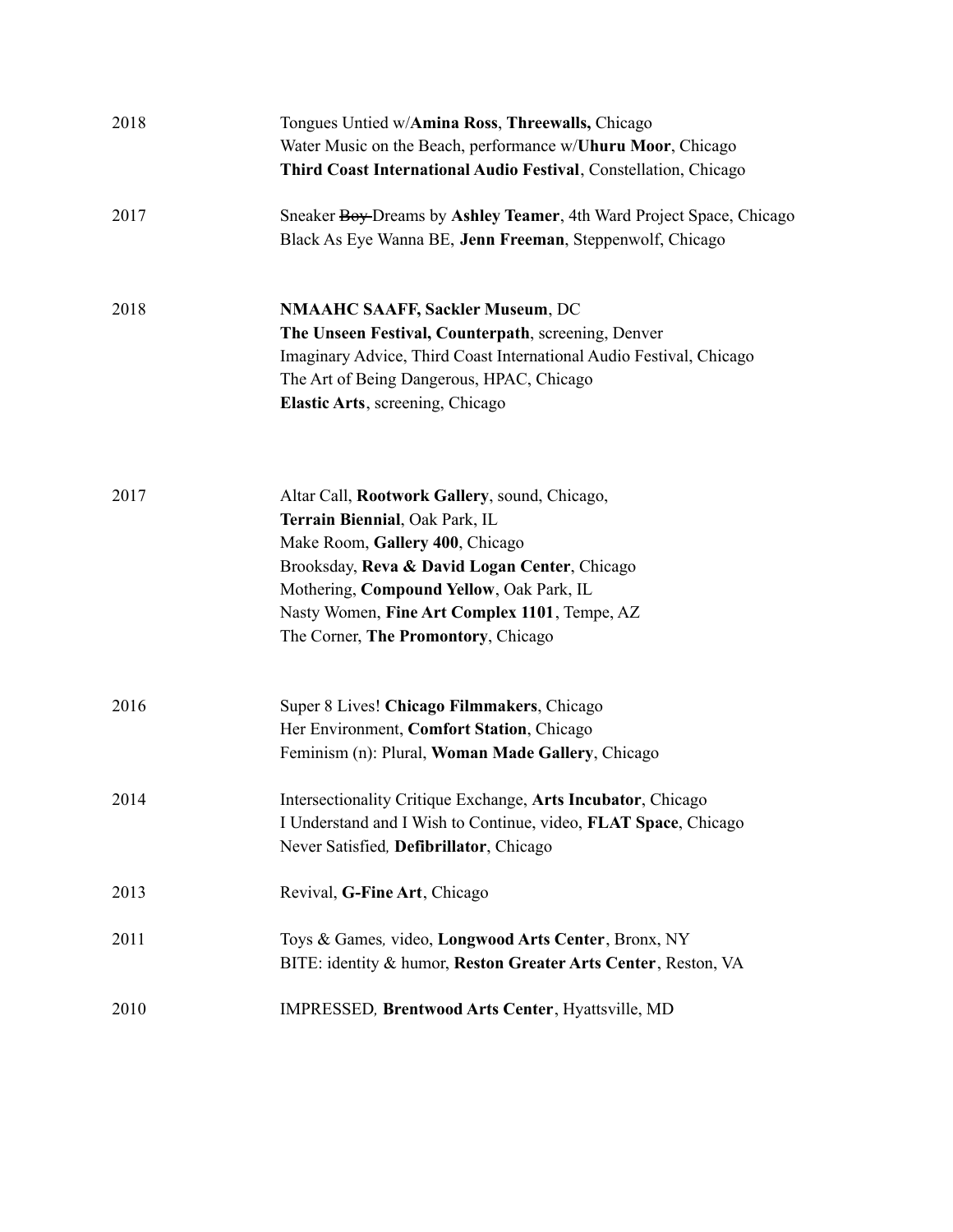2018 Tongues Untied w/**Amina Ross**, **Threewalls,** Chicago
Water Music on the Beach, performance w/**Uhuru Moor**, Chicago
**Third Coast International Audio Festival**, Constellation, Chicago

2017 Sneaker ~~Boy~~ Dreams by **Ashley Teamer**, 4th Ward Project Space, Chicago
Black As Eye Wanna BE, **Jenn Freeman**, Steppenwolf, Chicago

2018 **NMAAHC SAAFF, Sackler Museum**, DC
**The Unseen Festival, Counterpath**, screening, Denver
Imaginary Advice, Third Coast International Audio Festival, Chicago
The Art of Being Dangerous, HPAC, Chicago
**Elastic Arts**, screening, Chicago

2017 Altar Call, **Rootwork Gallery**, sound, Chicago,
**Terrain Biennial**, Oak Park, IL
Make Room, **Gallery 400**, Chicago
Brooksday, **Reva & David Logan Center**, Chicago
Mothering, **Compound Yellow**, Oak Park, IL
Nasty Women, **Fine Art Complex 1101**, Tempe, AZ
The Corner, **The Promontory**, Chicago

2016 Super 8 Lives! **Chicago Filmmakers**, Chicago
Her Environment, **Comfort Station**, Chicago
Feminism (n): Plural, **Woman Made Gallery**, Chicago

2014 Intersectionality Critique Exchange, **Arts Incubator**, Chicago
I Understand and I Wish to Continue, video, **FLAT Space**, Chicago
Never Satisfied*,* **Defibrillator**, Chicago

2013 Revival, **G-Fine Art**, Chicago

2011 Toys & Games*,* video, **Longwood Arts Center**, Bronx, NY
BITE: identity & humor, **Reston Greater Arts Center**, Reston, VA

2010 IMPRESSED*,* **Brentwood Arts Center**, Hyattsville, MD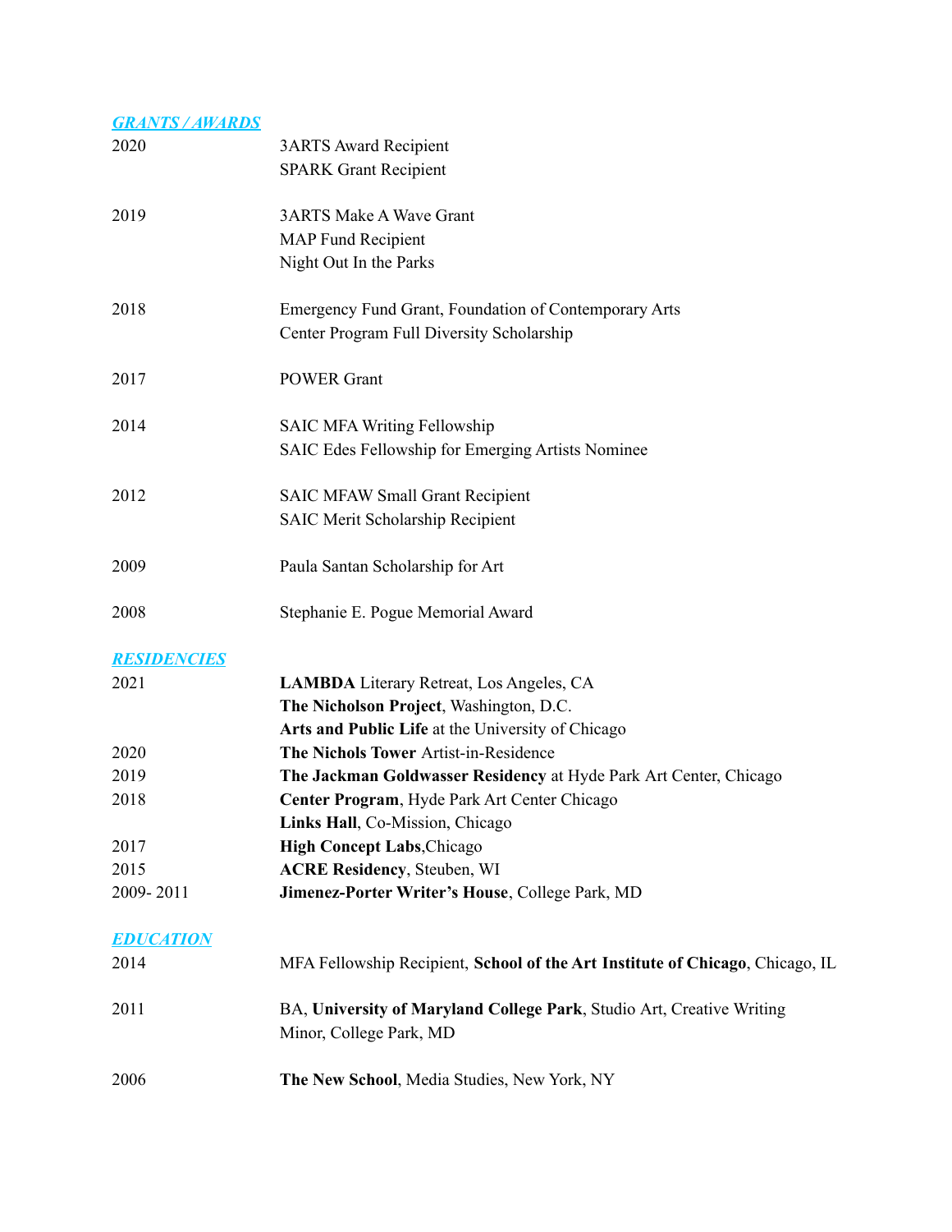## ***GRANTS / AWARDS***

| | |
|---|---|
| 2020 | 3ARTS Award Recipient<br>SPARK Grant Recipient |
| 2019 | 3ARTS Make A Wave Grant<br>MAP Fund Recipient<br>Night Out In the Parks |
| 2018 | Emergency Fund Grant, Foundation of Contemporary Arts<br>Center Program Full Diversity Scholarship |
| 2017 | POWER Grant |
| 2014 | SAIC MFA Writing Fellowship<br>SAIC Edes Fellowship for Emerging Artists Nominee |
| 2012 | SAIC MFAW Small Grant Recipient<br>SAIC Merit Scholarship Recipient |
| 2009 | Paula Santan Scholarship for Art |
| 2008 | Stephanie E. Pogue Memorial Award |

## ***RESIDENCIES***

| | |
|---|---|
| 2021 | **LAMBDA** Literary Retreat, Los Angeles, CA<br>**The Nicholson Project**, Washington, D.C.<br>**Arts and Public Life** at the University of Chicago |
| 2020 | **The Nichols Tower** Artist-in-Residence |
| 2019 | **The Jackman Goldwasser Residency** at Hyde Park Art Center, Chicago |
| 2018 | **Center Program**, Hyde Park Art Center Chicago<br>**Links Hall**, Co-Mission, Chicago |
| 2017 | **High Concept Labs**,Chicago |
| 2015 | **ACRE Residency**, Steuben, WI |
| 2009- 2011 | **Jimenez-Porter Writer's House**, College Park, MD |

## ***EDUCATION***

| | |
|---|---|
| 2014 | MFA Fellowship Recipient, **School of the Art Institute of Chicago**, Chicago, IL |
| 2011 | BA, **University of Maryland College Park**, Studio Art, Creative Writing Minor, College Park, MD |
| 2006 | **The New School**, Media Studies, New York, NY |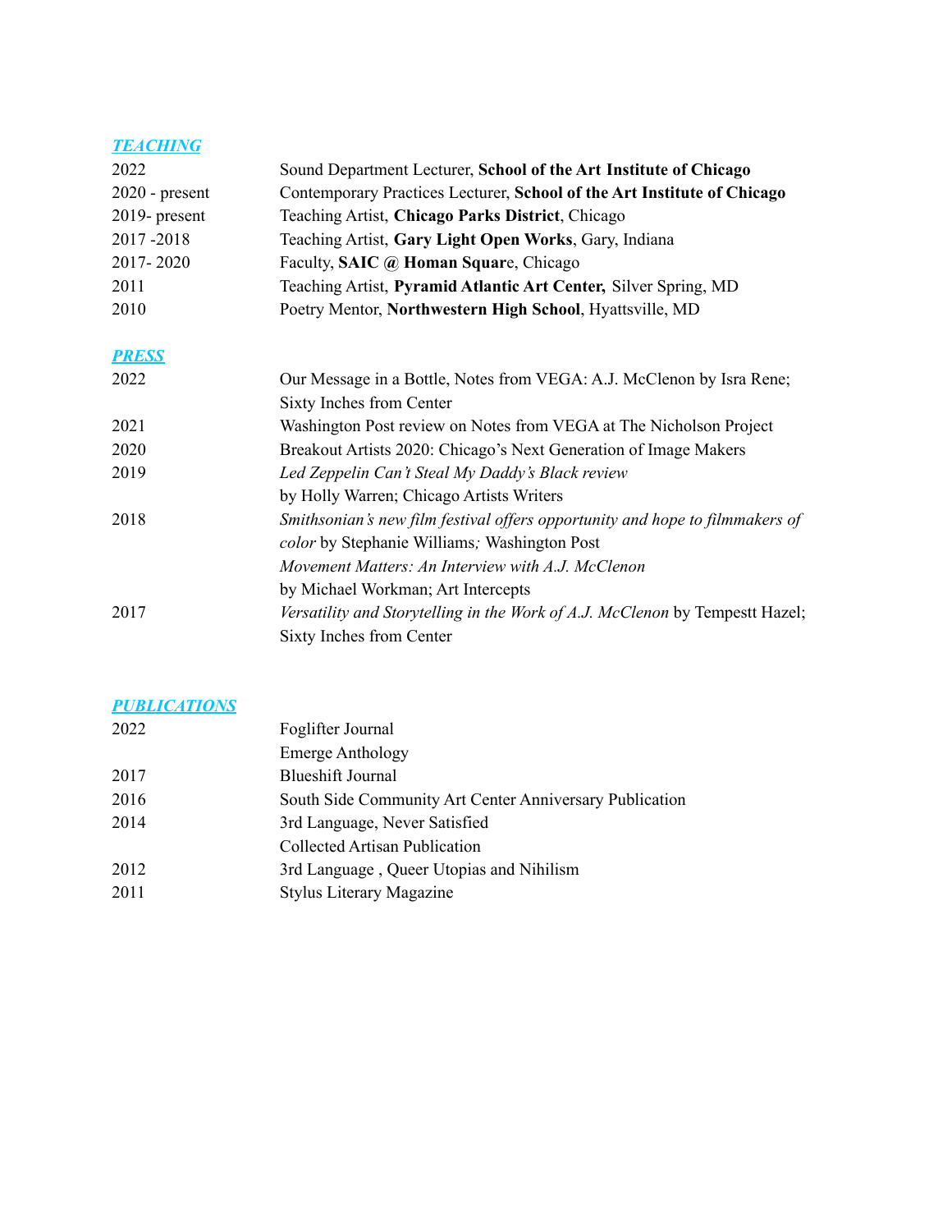## ***TEACHING***

| | |
|---|---|
| 2022 | Sound Department Lecturer, **School of the Art Institute of Chicago** |
| 2020 - present | Contemporary Practices Lecturer, **School of the Art Institute of Chicago** |
| 2019- present | Teaching Artist, **Chicago Parks District**, Chicago |
| 2017 -2018 | Teaching Artist, **Gary Light Open Works**, Gary, Indiana |
| 2017- 2020 | Faculty, **SAIC @ Homan Squar**e, Chicago |
| 2011 | Teaching Artist, **Pyramid Atlantic Art Center,** Silver Spring, MD |
| 2010 | Poetry Mentor, **Northwestern High School**, Hyattsville, MD |

## ***PRESS***

| | |
|---|---|
| 2022 | Our Message in a Bottle, Notes from VEGA: A.J. McClenon by Isra Rene; Sixty Inches from Center |
| 2021 | Washington Post review on Notes from VEGA at The Nicholson Project |
| 2020 | Breakout Artists 2020: Chicago's Next Generation of Image Makers |
| 2019 | *Led Zeppelin Can't Steal My Daddy's Black review* by Holly Warren; Chicago Artists Writers |
| 2018 | *Smithsonian's new film festival offers opportunity and hope to filmmakers of color* by Stephanie Williams; Washington Post |
| | *Movement Matters: An Interview with A.J. McClenon* by Michael Workman; Art Intercepts |
| 2017 | *Versatility and Storytelling in the Work of A.J. McClenon* by Tempestt Hazel; Sixty Inches from Center |

## ***PUBLICATIONS***

| | |
|---|---|
| 2022 | Foglifter Journal |
| | Emerge Anthology |
| 2017 | Blueshift Journal |
| 2016 | South Side Community Art Center Anniversary Publication |
| 2014 | 3rd Language, Never Satisfied |
| | Collected Artisan Publication |
| 2012 | 3rd Language , Queer Utopias and Nihilism |
| 2011 | Stylus Literary Magazine |